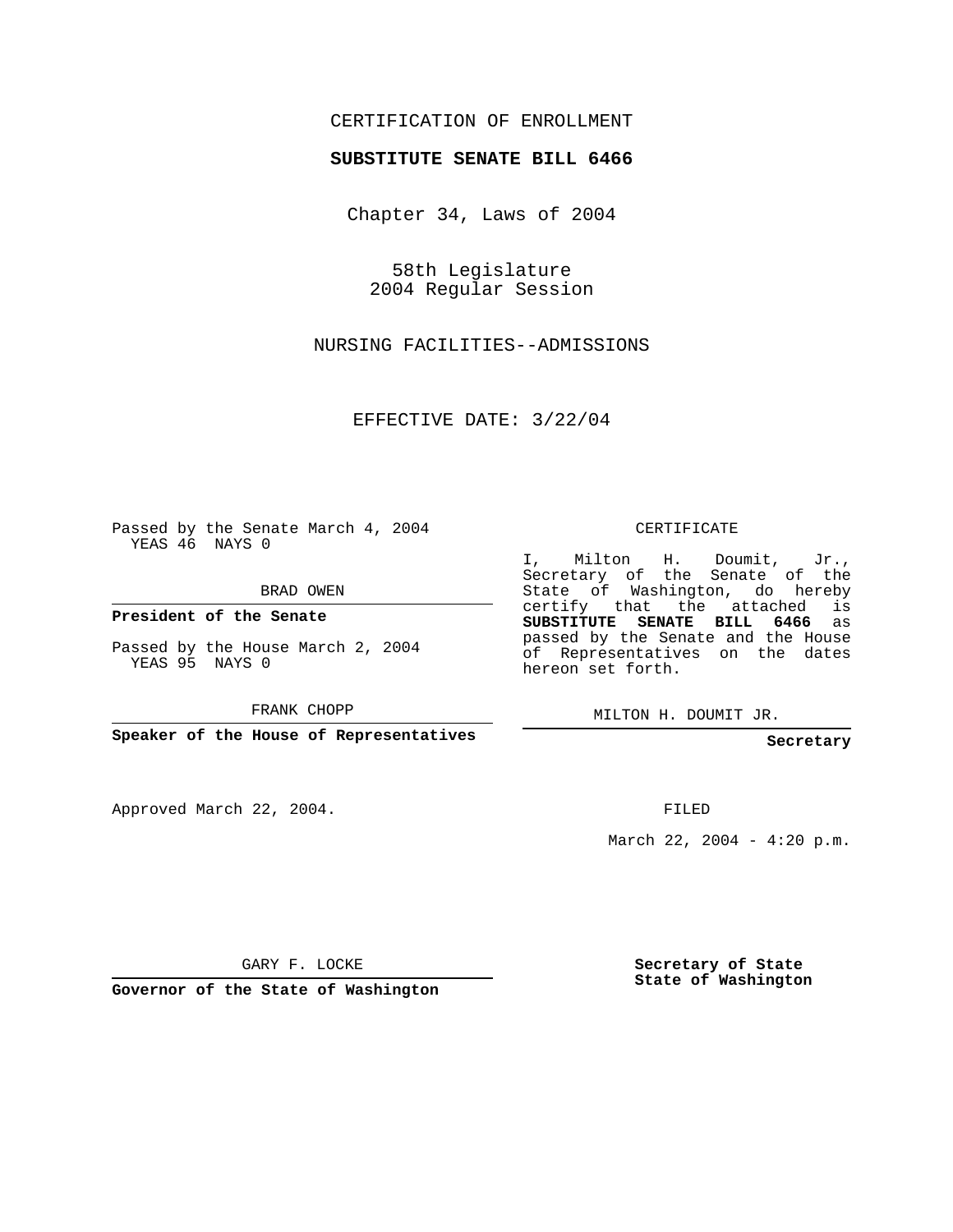CERTIFICATION OF ENROLLMENT

**SUBSTITUTE SENATE BILL 6466**

Chapter 34, Laws of 2004

58th Legislature
2004 Regular Session

NURSING FACILITIES--ADMISSIONS

EFFECTIVE DATE: 3/22/04

Passed by the Senate March 4, 2004
YEAS 46 NAYS 0

BRAD OWEN

**President of the Senate**

Passed by the House March 2, 2004
YEAS 95 NAYS 0

FRANK CHOPP

**Speaker of the House of Representatives**

CERTIFICATE

I, Milton H. Doumit, Jr., Secretary of the Senate of the State of Washington, do hereby certify that the attached is **SUBSTITUTE SENATE BILL 6466** as passed by the Senate and the House of Representatives on the dates hereon set forth.

MILTON H. DOUMIT JR.

**Secretary**

Approved March 22, 2004.

FILED

March 22, 2004 - 4:20 p.m.

GARY F. LOCKE

**Governor of the State of Washington**

**Secretary of State**
**State of Washington**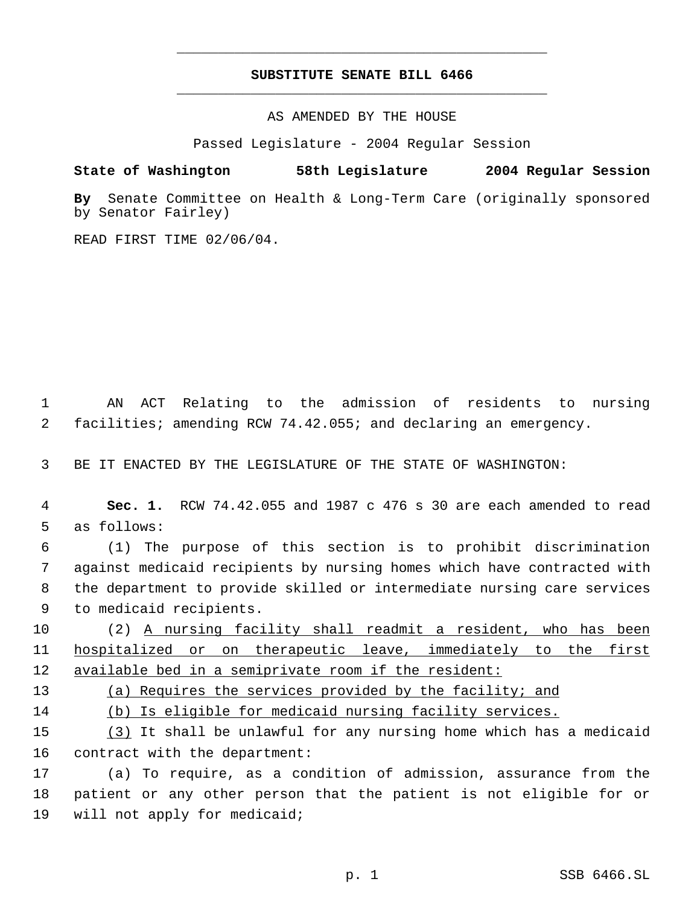# SUBSTITUTE SENATE BILL 6466

AS AMENDED BY THE HOUSE

Passed Legislature - 2004 Regular Session

**State of Washington 58th Legislature 2004 Regular Session**

**By** Senate Committee on Health & Long-Term Care (originally sponsored by Senator Fairley)

READ FIRST TIME 02/06/04.

AN ACT Relating to the admission of residents to nursing facilities; amending RCW 74.42.055; and declaring an emergency.

BE IT ENACTED BY THE LEGISLATURE OF THE STATE OF WASHINGTON:

**Sec. 1.** RCW 74.42.055 and 1987 c 476 s 30 are each amended to read as follows:

(1) The purpose of this section is to prohibit discrimination against medicaid recipients by nursing homes which have contracted with the department to provide skilled or intermediate nursing care services to medicaid recipients.

(2) <u>A nursing facility shall readmit a resident, who has been hospitalized or on therapeutic leave, immediately to the first available bed in a semiprivate room if the resident:</u>

<u>(a) Requires the services provided by the facility; and</u>

<u>(b) Is eligible for medicaid nursing facility services.</u>

<u>(3)</u> It shall be unlawful for any nursing home which has a medicaid contract with the department:

(a) To require, as a condition of admission, assurance from the patient or any other person that the patient is not eligible for or will not apply for medicaid;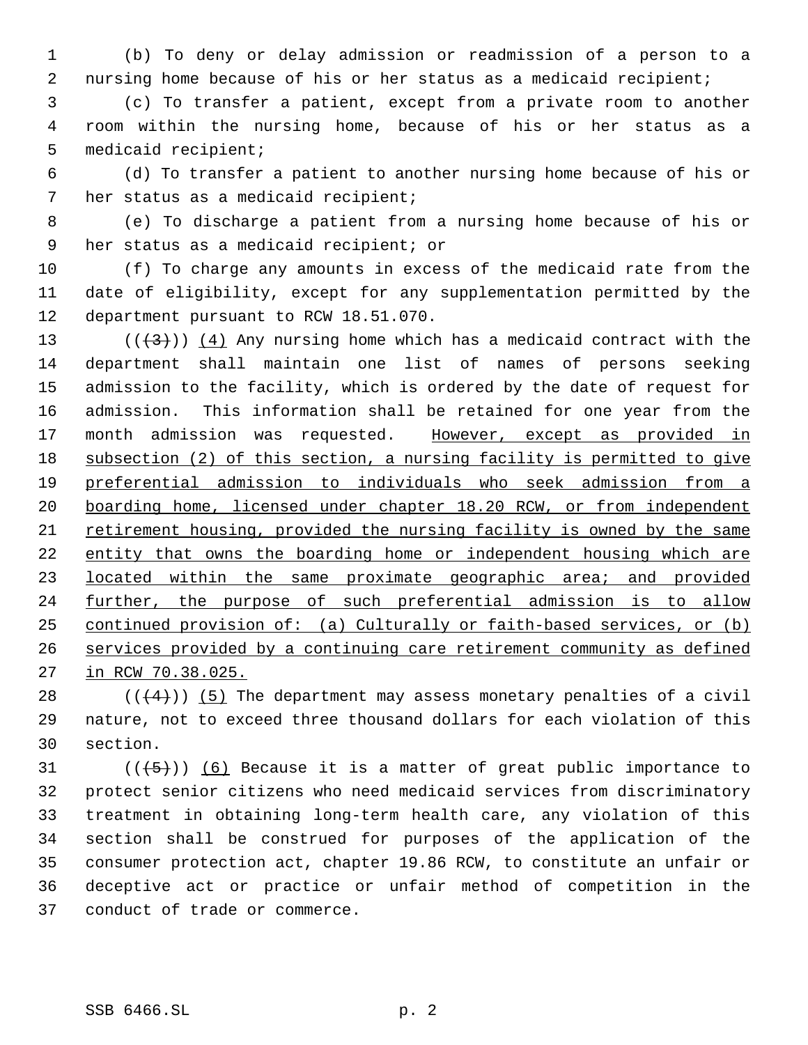(b) To deny or delay admission or readmission of a person to a nursing home because of his or her status as a medicaid recipient;

(c) To transfer a patient, except from a private room to another room within the nursing home, because of his or her status as a medicaid recipient;

(d) To transfer a patient to another nursing home because of his or her status as a medicaid recipient;

(e) To discharge a patient from a nursing home because of his or her status as a medicaid recipient; or

(f) To charge any amounts in excess of the medicaid rate from the date of eligibility, except for any supplementation permitted by the department pursuant to RCW 18.51.070.

(( ~~(3)~~ )) <u>(4)</u> Any nursing home which has a medicaid contract with the department shall maintain one list of names of persons seeking admission to the facility, which is ordered by the date of request for admission. This information shall be retained for one year from the month admission was requested. <u>However, except as provided in subsection (2) of this section, a nursing facility is permitted to give preferential admission to individuals who seek admission from a boarding home, licensed under chapter 18.20 RCW, or from independent retirement housing, provided the nursing facility is owned by the same entity that owns the boarding home or independent housing which are located within the same proximate geographic area; and provided further, the purpose of such preferential admission is to allow continued provision of: (a) Culturally or faith-based services, or (b) services provided by a continuing care retirement community as defined in RCW 70.38.025.</u>

(( ~~(4)~~ )) <u>(5)</u> The department may assess monetary penalties of a civil nature, not to exceed three thousand dollars for each violation of this section.

(( ~~(5)~~ )) <u>(6)</u> Because it is a matter of great public importance to protect senior citizens who need medicaid services from discriminatory treatment in obtaining long-term health care, any violation of this section shall be construed for purposes of the application of the consumer protection act, chapter 19.86 RCW, to constitute an unfair or deceptive act or practice or unfair method of competition in the conduct of trade or commerce.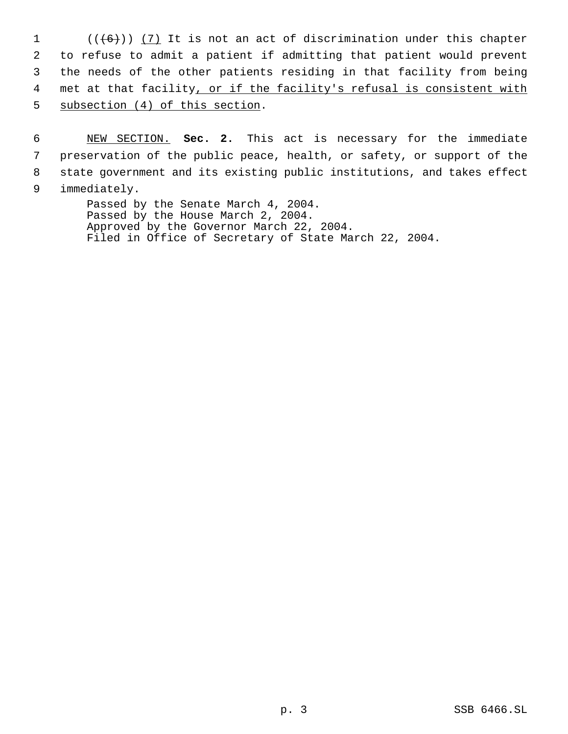(((6))) (7) It is not an act of discrimination under this chapter to refuse to admit a patient if admitting that patient would prevent the needs of the other patients residing in that facility from being met at that facility, or if the facility's refusal is consistent with subsection (4) of this section.

NEW SECTION. **Sec. 2.** This act is necessary for the immediate preservation of the public peace, health, or safety, or support of the state government and its existing public institutions, and takes effect immediately.

Passed by the Senate March 4, 2004.
Passed by the House March 2, 2004.
Approved by the Governor March 22, 2004.
Filed in Office of Secretary of State March 22, 2004.